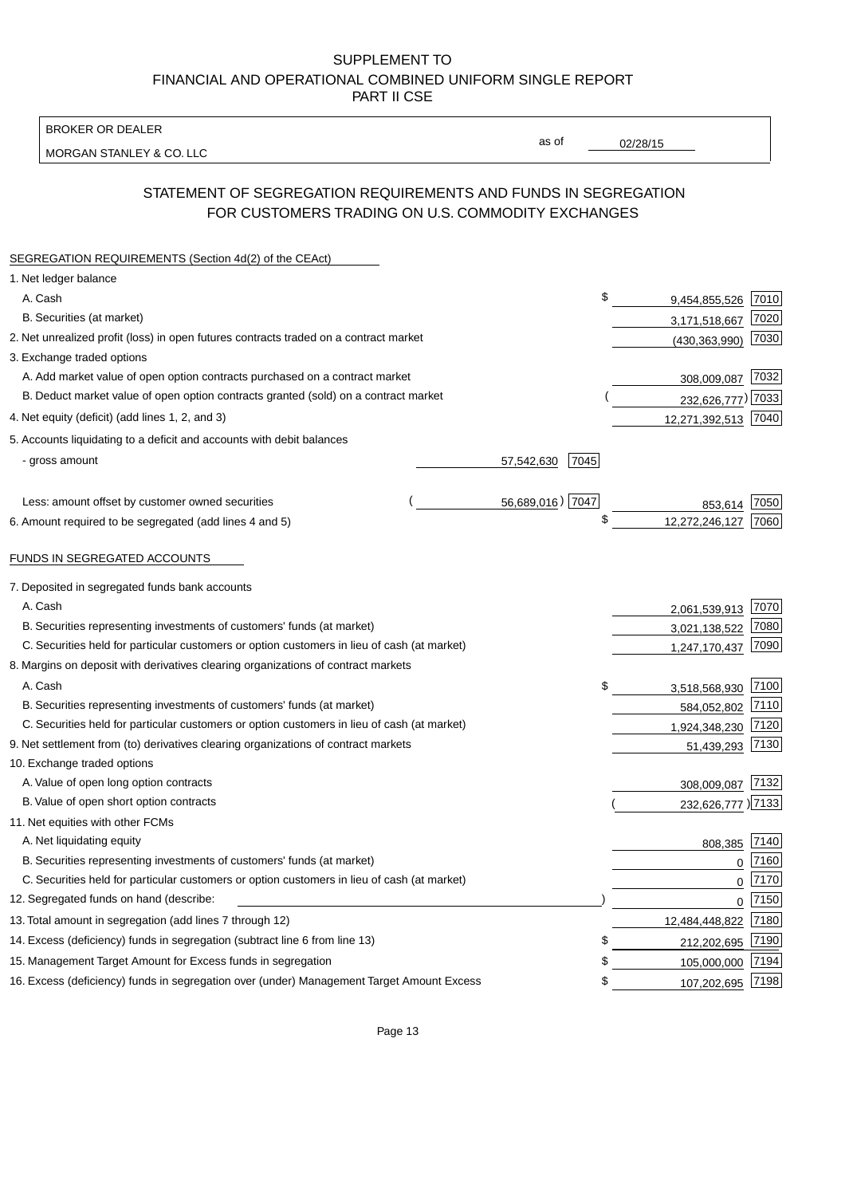SUPPLEMENT TO
FINANCIAL AND OPERATIONAL COMBINED UNIFORM SINGLE REPORT
PART II CSE

BROKER OR DEALER

MORGAN STANLEY & CO. LLC

as of 02/28/15

## STATEMENT OF SEGREGATION REQUIREMENTS AND FUNDS IN SEGREGATION FOR CUSTOMERS TRADING ON U.S. COMMODITY EXCHANGES

SEGREGATION REQUIREMENTS (Section 4d(2) of the CEAct)

| | | | | |
|---|---|---|---|---|
| 1. Net ledger balance | | | | |
| A. Cash | | | $ 9,454,855,526 | 7010 |
| B. Securities (at market) | | | 3,171,518,667 | 7020 |
| 2. Net unrealized profit (loss) in open futures contracts traded on a contract market | | | (430,363,990) | 7030 |
| 3. Exchange traded options | | | | |
| A. Add market value of open option contracts purchased on a contract market | | | 308,009,087 | 7032 |
| B. Deduct market value of open option contracts granted (sold) on a contract market | | | (232,626,777) | 7033 |
| 4. Net equity (deficit) (add lines 1, 2, and 3) | | | 12,271,392,513 | 7040 |
| 5. Accounts liquidating to a deficit and accounts with debit balances | | | | |
| - gross amount | 57,542,630 | 7045 | | |
| Less: amount offset by customer owned securities | (56,689,016) | 7047 | 853,614 | 7050 |
| 6. Amount required to be segregated (add lines 4 and 5) | | | $ 12,272,246,127 | 7060 |

FUNDS IN SEGREGATED ACCOUNTS

| | | |
|---|---|---|
| 7. Deposited in segregated funds bank accounts | | |
| A. Cash | 2,061,539,913 | 7070 |
| B. Securities representing investments of customers' funds (at market) | 3,021,138,522 | 7080 |
| C. Securities held for particular customers or option customers in lieu of cash (at market) | 1,247,170,437 | 7090 |
| 8. Margins on deposit with derivatives clearing organizations of contract markets | | |
| A. Cash | $ 3,518,568,930 | 7100 |
| B. Securities representing investments of customers' funds (at market) | 584,052,802 | 7110 |
| C. Securities held for particular customers or option customers in lieu of cash (at market) | 1,924,348,230 | 7120 |
| 9. Net settlement from (to) derivatives clearing organizations of contract markets | 51,439,293 | 7130 |
| 10. Exchange traded options | | |
| A. Value of open long option contracts | 308,009,087 | 7132 |
| B. Value of open short option contracts | (232,626,777) | 7133 |
| 11. Net equities with other FCMs | | |
| A. Net liquidating equity | 808,385 | 7140 |
| B. Securities representing investments of customers' funds (at market) | 0 | 7160 |
| C. Securities held for particular customers or option customers in lieu of cash (at market) | 0 | 7170 |
| 12. Segregated funds on hand (describe: ) | 0 | 7150 |
| 13. Total amount in segregation (add lines 7 through 12) | 12,484,448,822 | 7180 |
| 14. Excess (deficiency) funds in segregation (subtract line 6 from line 13) | $ 212,202,695 | 7190 |
| 15. Management Target Amount for Excess funds in segregation | $ 105,000,000 | 7194 |
| 16. Excess (deficiency) funds in segregation over (under) Management Target Amount Excess | $ 107,202,695 | 7198 |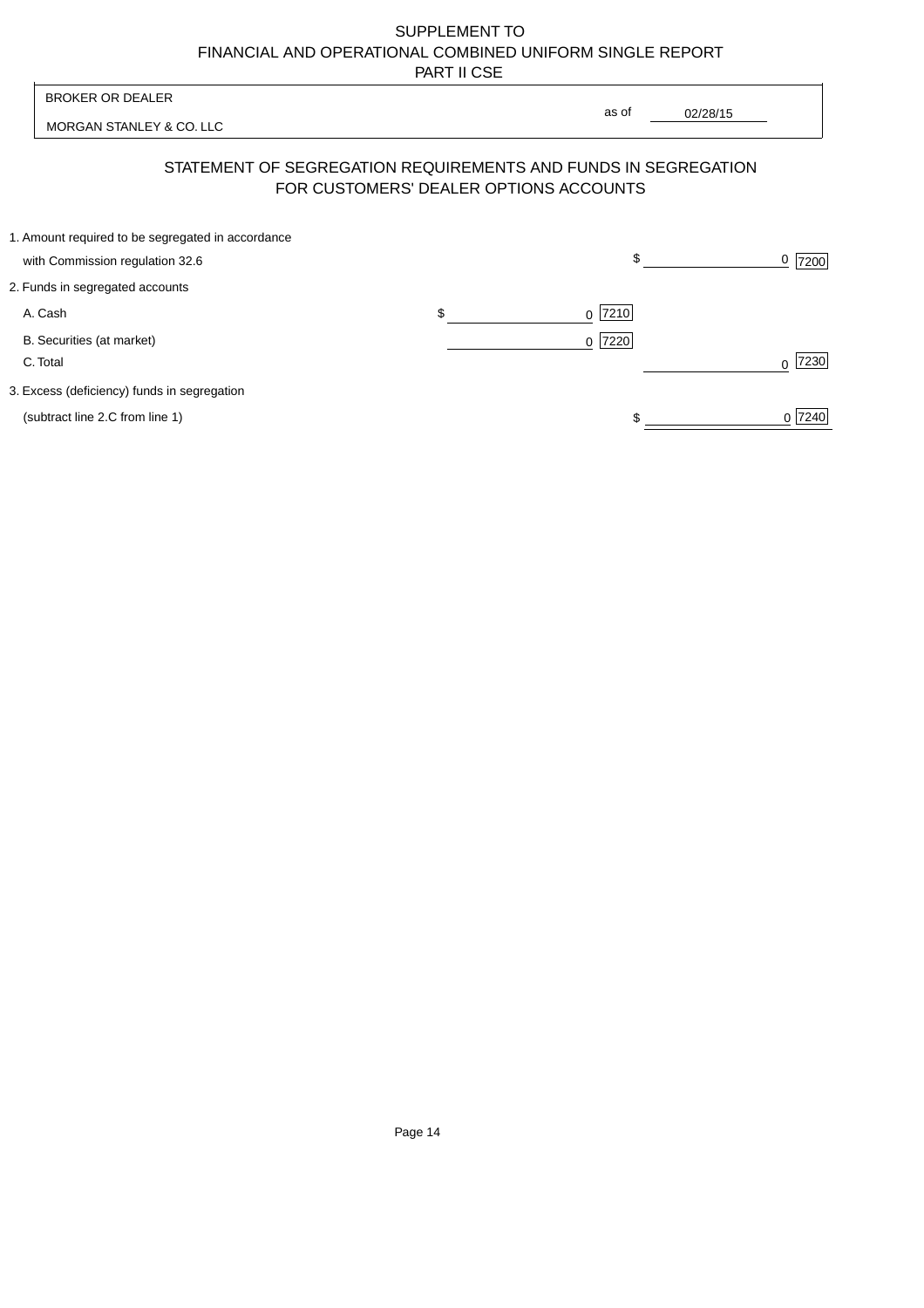SUPPLEMENT TO
FINANCIAL AND OPERATIONAL COMBINED UNIFORM SINGLE REPORT
PART II CSE

| BROKER OR DEALER | |
|---|---|
| MORGAN STANLEY & CO. LLC | as of 02/28/15 |

## STATEMENT OF SEGREGATION REQUIREMENTS AND FUNDS IN SEGREGATION FOR CUSTOMERS' DEALER OPTIONS ACCOUNTS

| | | |
|---|---|---|
| 1. Amount required to be segregated in accordance with Commission regulation 32.6 | | $ 0 [7200] |
| 2. Funds in segregated accounts | | |
| A. Cash | $ 0 [7210] | |
| B. Securities (at market) | 0 [7220] | |
| C. Total | | 0 [7230] |
| 3. Excess (deficiency) funds in segregation (subtract line 2.C from line 1) | | $ 0 [7240] |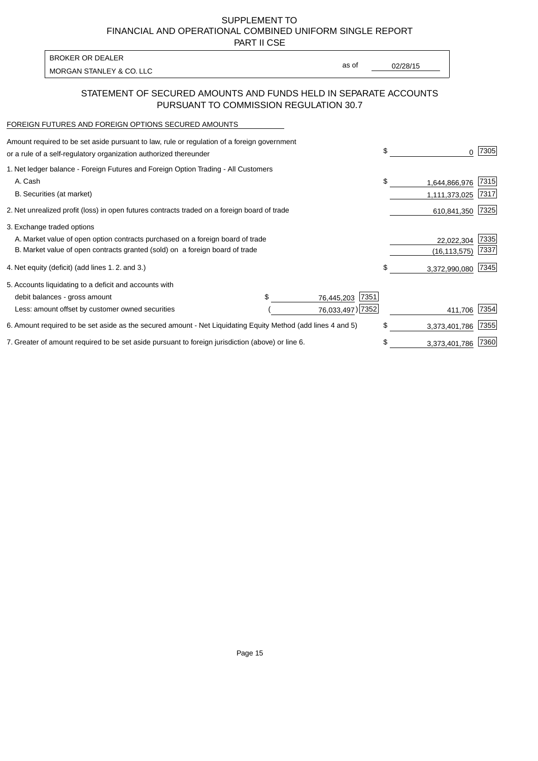SUPPLEMENT TO
FINANCIAL AND OPERATIONAL COMBINED UNIFORM SINGLE REPORT
PART II CSE

| BROKER OR DEALER | | |
|---|---|---|
| MORGAN STANLEY & CO. LLC | as of | 02/28/15 |

## STATEMENT OF SECURED AMOUNTS AND FUNDS HELD IN SEPARATE ACCOUNTS PURSUANT TO COMMISSION REGULATION 30.7

FOREIGN FUTURES AND FOREIGN OPTIONS SECURED AMOUNTS

| | | | | |
|---|---|---|---|---|
| Amount required to be set aside pursuant to law, rule or regulation of a foreign government or a rule of a self-regulatory organization authorized thereunder | | | $ 0 | 7305 |
| 1. Net ledger balance - Foreign Futures and Foreign Option Trading - All Customers | | | | |
| A. Cash | | | $ 1,644,866,976 | 7315 |
| B. Securities (at market) | | | 1,111,373,025 | 7317 |
| 2. Net unrealized profit (loss) in open futures contracts traded on a foreign board of trade | | | 610,841,350 | 7325 |
| 3. Exchange traded options | | | | |
| A. Market value of open option contracts purchased on a foreign board of trade | | | 22,022,304 | 7335 |
| B. Market value of open contracts granted (sold) on a foreign board of trade | | | (16,113,575) | 7337 |
| 4. Net equity (deficit) (add lines 1. 2. and 3.) | | | $ 3,372,990,080 | 7345 |
| 5. Accounts liquidating to a deficit and accounts with | | | | |
| debit balances - gross amount | $ 76,445,203 | 7351 | | |
| Less: amount offset by customer owned securities | (76,033,497) | 7352 | 411,706 | 7354 |
| 6. Amount required to be set aside as the secured amount - Net Liquidating Equity Method (add lines 4 and 5) | | | $ 3,373,401,786 | 7355 |
| 7. Greater of amount required to be set aside pursuant to foreign jurisdiction (above) or line 6. | | | $ 3,373,401,786 | 7360 |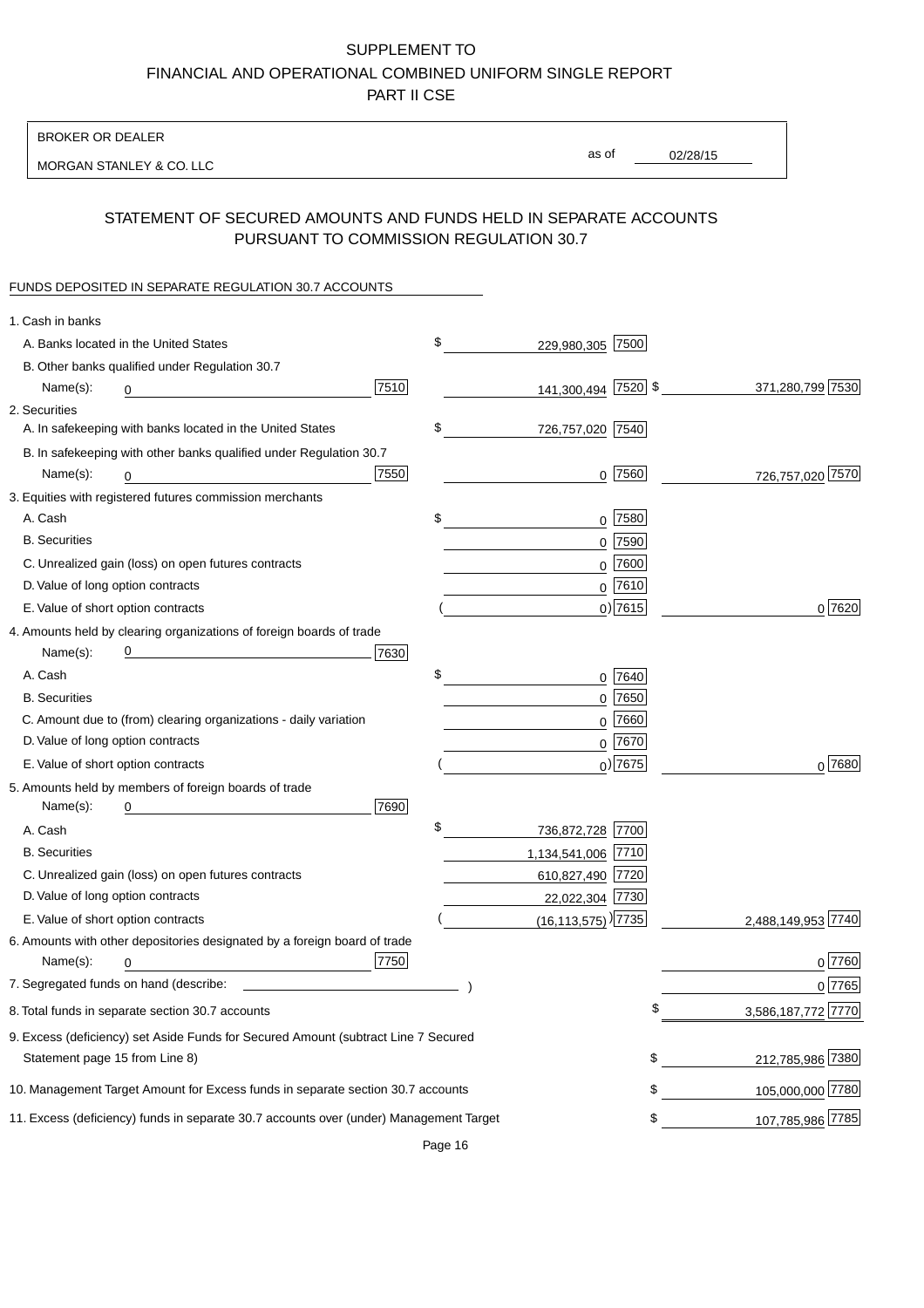# SUPPLEMENT TO
# FINANCIAL AND OPERATIONAL COMBINED UNIFORM SINGLE REPORT
# PART II CSE

BROKER OR DEALER

MORGAN STANLEY & CO. LLC

as of 02/28/15

## STATEMENT OF SECURED AMOUNTS AND FUNDS HELD IN SEPARATE ACCOUNTS PURSUANT TO COMMISSION REGULATION 30.7

FUNDS DEPOSITED IN SEPARATE REGULATION 30.7 ACCOUNTS

| | | | | |
|---|---|---|---|---|
| 1. Cash in banks | | | | |
| A. Banks located in the United States | | $ 229,980,305 | 7500 | |
| B. Other banks qualified under Regulation 30.7 | | | | |
| Name(s): 0 | 7510 | 141,300,494 | 7520 | $ 371,280,799 7530 |
| 2. Securities | | | | |
| A. In safekeeping with banks located in the United States | | $ 726,757,020 | 7540 | |
| B. In safekeeping with other banks qualified under Regulation 30.7 | | | | |
| Name(s): 0 | 7550 | 0 | 7560 | 726,757,020 7570 |
| 3. Equities with registered futures commission merchants | | | | |
| A. Cash | | $ 0 | 7580 | |
| B. Securities | | 0 | 7590 | |
| C. Unrealized gain (loss) on open futures contracts | | 0 | 7600 | |
| D. Value of long option contracts | | 0 | 7610 | |
| E. Value of short option contracts | | ( 0) | 7615 | 0 7620 |
| 4. Amounts held by clearing organizations of foreign boards of trade | | | | |
| Name(s): 0 | 7630 | | | |
| A. Cash | | $ 0 | 7640 | |
| B. Securities | | 0 | 7650 | |
| C. Amount due to (from) clearing organizations - daily variation | | 0 | 7660 | |
| D. Value of long option contracts | | 0 | 7670 | |
| E. Value of short option contracts | | ( 0) | 7675 | 0 7680 |
| 5. Amounts held by members of foreign boards of trade | | | | |
| Name(s): 0 | 7690 | | | |
| A. Cash | | $ 736,872,728 | 7700 | |
| B. Securities | | 1,134,541,006 | 7710 | |
| C. Unrealized gain (loss) on open futures contracts | | 610,827,490 | 7720 | |
| D. Value of long option contracts | | 22,022,304 | 7730 | |
| E. Value of short option contracts | | ( (16,113,575) ) | 7735 | 2,488,149,953 7740 |
| 6. Amounts with other depositories designated by a foreign board of trade | | | | |
| Name(s): 0 | 7750 | | | 0 7760 |
| 7. Segregated funds on hand (describe: ) | | | | 0 7765 |
| 8. Total funds in separate section 30.7 accounts | | | | $ 3,586,187,772 7770 |
| 9. Excess (deficiency) set Aside Funds for Secured Amount (subtract Line 7 Secured Statement page 15 from Line 8) | | | | $ 212,785,986 7380 |
| 10. Management Target Amount for Excess funds in separate section 30.7 accounts | | | | $ 105,000,000 7780 |
| 11. Excess (deficiency) funds in separate 30.7 accounts over (under) Management Target | | | | $ 107,785,986 7785 |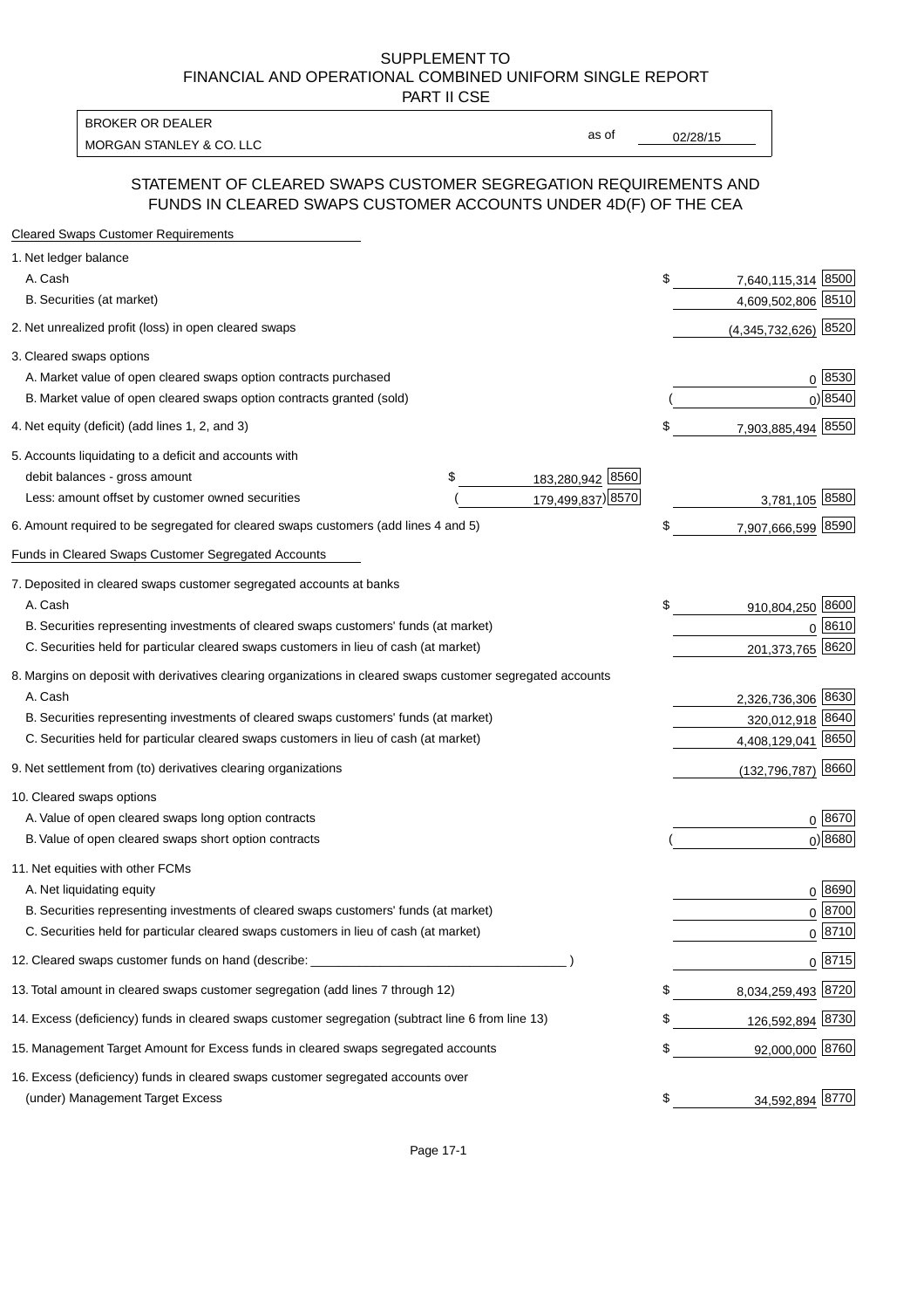SUPPLEMENT TO
FINANCIAL AND OPERATIONAL COMBINED UNIFORM SINGLE REPORT
PART II CSE

BROKER OR DEALER
MORGAN STANLEY & CO. LLC

as of 02/28/15

## STATEMENT OF CLEARED SWAPS CUSTOMER SEGREGATION REQUIREMENTS AND FUNDS IN CLEARED SWAPS CUSTOMER ACCOUNTS UNDER 4D(F) OF THE CEA

Cleared Swaps Customer Requirements

| | | | | |
|---|---|---|---|---|
| 1. Net ledger balance | | | | |
| A. Cash | | | $ 7,640,115,314 | 8500 |
| B. Securities (at market) | | | 4,609,502,806 | 8510 |
| 2. Net unrealized profit (loss) in open cleared swaps | | | (4,345,732,626) | 8520 |
| 3. Cleared swaps options | | | | |
| A. Market value of open cleared swaps option contracts purchased | | | 0 | 8530 |
| B. Market value of open cleared swaps option contracts granted (sold) | | | ( 0) | 8540 |
| 4. Net equity (deficit) (add lines 1, 2, and 3) | | | $ 7,903,885,494 | 8550 |
| 5. Accounts liquidating to a deficit and accounts with | | | | |
| debit balances - gross amount | $ 183,280,942 | 8560 | | |
| Less: amount offset by customer owned securities | ( 179,499,837) | 8570 | 3,781,105 | 8580 |
| 6. Amount required to be segregated for cleared swaps customers (add lines 4 and 5) | | | $ 7,907,666,599 | 8590 |

Funds in Cleared Swaps Customer Segregated Accounts

| | | |
|---|---|---|
| 7. Deposited in cleared swaps customer segregated accounts at banks | | |
| A. Cash | $ 910,804,250 | 8600 |
| B. Securities representing investments of cleared swaps customers' funds (at market) | 0 | 8610 |
| C. Securities held for particular cleared swaps customers in lieu of cash (at market) | 201,373,765 | 8620 |
| 8. Margins on deposit with derivatives clearing organizations in cleared swaps customer segregated accounts | | |
| A. Cash | 2,326,736,306 | 8630 |
| B. Securities representing investments of cleared swaps customers' funds (at market) | 320,012,918 | 8640 |
| C. Securities held for particular cleared swaps customers in lieu of cash (at market) | 4,408,129,041 | 8650 |
| 9. Net settlement from (to) derivatives clearing organizations | (132,796,787) | 8660 |
| 10. Cleared swaps options | | |
| A. Value of open cleared swaps long option contracts | 0 | 8670 |
| B. Value of open cleared swaps short option contracts | ( 0) | 8680 |
| 11. Net equities with other FCMs | | |
| A. Net liquidating equity | 0 | 8690 |
| B. Securities representing investments of cleared swaps customers' funds (at market) | 0 | 8700 |
| C. Securities held for particular cleared swaps customers in lieu of cash (at market) | 0 | 8710 |
| 12. Cleared swaps customer funds on hand (describe: _______________ ) | 0 | 8715 |
| 13. Total amount in cleared swaps customer segregation (add lines 7 through 12) | $ 8,034,259,493 | 8720 |
| 14. Excess (deficiency) funds in cleared swaps customer segregation (subtract line 6 from line 13) | $ 126,592,894 | 8730 |
| 15. Management Target Amount for Excess funds in cleared swaps segregated accounts | $ 92,000,000 | 8760 |
| 16. Excess (deficiency) funds in cleared swaps customer segregated accounts over (under) Management Target Excess | $ 34,592,894 | 8770 |

Page 17-1